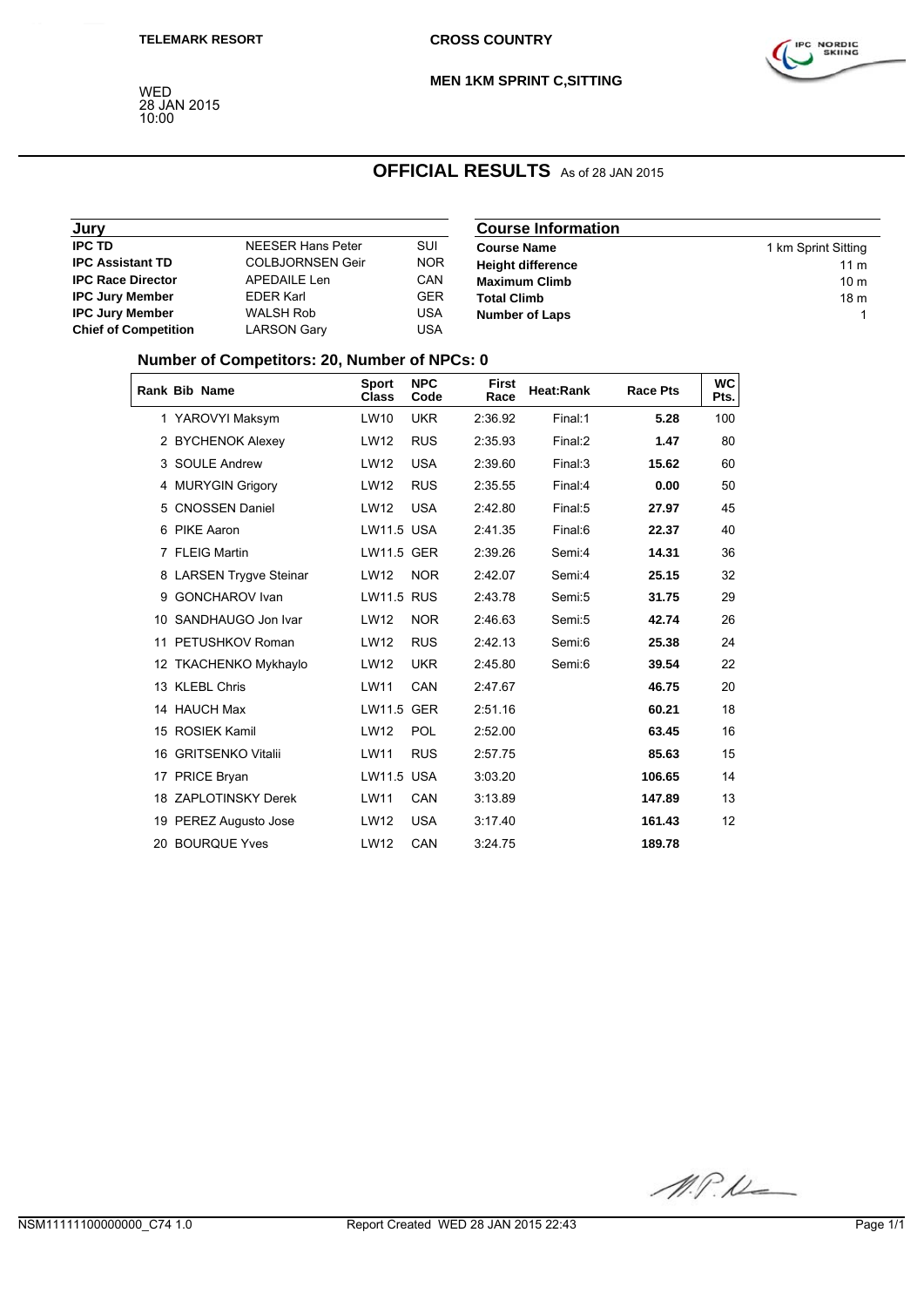TELEMARK RESORT

CROSS COUNTRY

MEN 1KM SPRINT C,SITTING

WED
28 JAN 2015
10:00

# OFFICIAL RESULTS As of 28 JAN 2015

| Jury | | |
|---|---|---|
| **IPC TD** | NEESER Hans Peter | SUI |
| **IPC Assistant TD** | COLBJORNSEN Geir | NOR |
| **IPC Race Director** | APEDAILE Len | CAN |
| **IPC Jury Member** | EDER Karl | GER |
| **IPC Jury Member** | WALSH Rob | USA |
| **Chief of Competition** | LARSON Gary | USA |

| Course Information | |
|---|---|
| **Course Name** | 1 km Sprint Sitting |
| **Height difference** | 11 m |
| **Maximum Climb** | 10 m |
| **Total Climb** | 18 m |
| **Number of Laps** | 1 |

## Number of Competitors: 20, Number of NPCs: 0

| Rank | Bib | Name | Sport Class | NPC Code | First Race | Heat:Rank | Race Pts | WC Pts. |
|---|---|---|---|---|---|---|---|---|
| 1 | | YAROVYI Maksym | LW10 | UKR | 2:36.92 | Final:1 | **5.28** | 100 |
| 2 | | BYCHENOK Alexey | LW12 | RUS | 2:35.93 | Final:2 | **1.47** | 80 |
| 3 | | SOULE Andrew | LW12 | USA | 2:39.60 | Final:3 | **15.62** | 60 |
| 4 | | MURYGIN Grigory | LW12 | RUS | 2:35.55 | Final:4 | **0.00** | 50 |
| 5 | | CNOSSEN Daniel | LW12 | USA | 2:42.80 | Final:5 | **27.97** | 45 |
| 6 | | PIKE Aaron | LW11.5 | USA | 2:41.35 | Final:6 | **22.37** | 40 |
| 7 | | FLEIG Martin | LW11.5 | GER | 2:39.26 | Semi:4 | **14.31** | 36 |
| 8 | | LARSEN Trygve Steinar | LW12 | NOR | 2:42.07 | Semi:4 | **25.15** | 32 |
| 9 | | GONCHAROV Ivan | LW11.5 | RUS | 2:43.78 | Semi:5 | **31.75** | 29 |
| 10 | | SANDHAUGO Jon Ivar | LW12 | NOR | 2:46.63 | Semi:5 | **42.74** | 26 |
| 11 | | PETUSHKOV Roman | LW12 | RUS | 2:42.13 | Semi:6 | **25.38** | 24 |
| 12 | | TKACHENKO Mykhaylo | LW12 | UKR | 2:45.80 | Semi:6 | **39.54** | 22 |
| 13 | | KLEBL Chris | LW11 | CAN | 2:47.67 | | **46.75** | 20 |
| 14 | | HAUCH Max | LW11.5 | GER | 2:51.16 | | **60.21** | 18 |
| 15 | | ROSIEK Kamil | LW12 | POL | 2:52.00 | | **63.45** | 16 |
| 16 | | GRITSENKO Vitalii | LW11 | RUS | 2:57.75 | | **85.63** | 15 |
| 17 | | PRICE Bryan | LW11.5 | USA | 3:03.20 | | **106.65** | 14 |
| 18 | | ZAPLOTINSKY Derek | LW11 | CAN | 3:13.89 | | **147.89** | 13 |
| 19 | | PEREZ Augusto Jose | LW12 | USA | 3:17.40 | | **161.43** | 12 |
| 20 | | BOURQUE Yves | LW12 | CAN | 3:24.75 | | **189.78** | |

NSM11111100000000_C74 1.0 Report Created WED 28 JAN 2015 22:43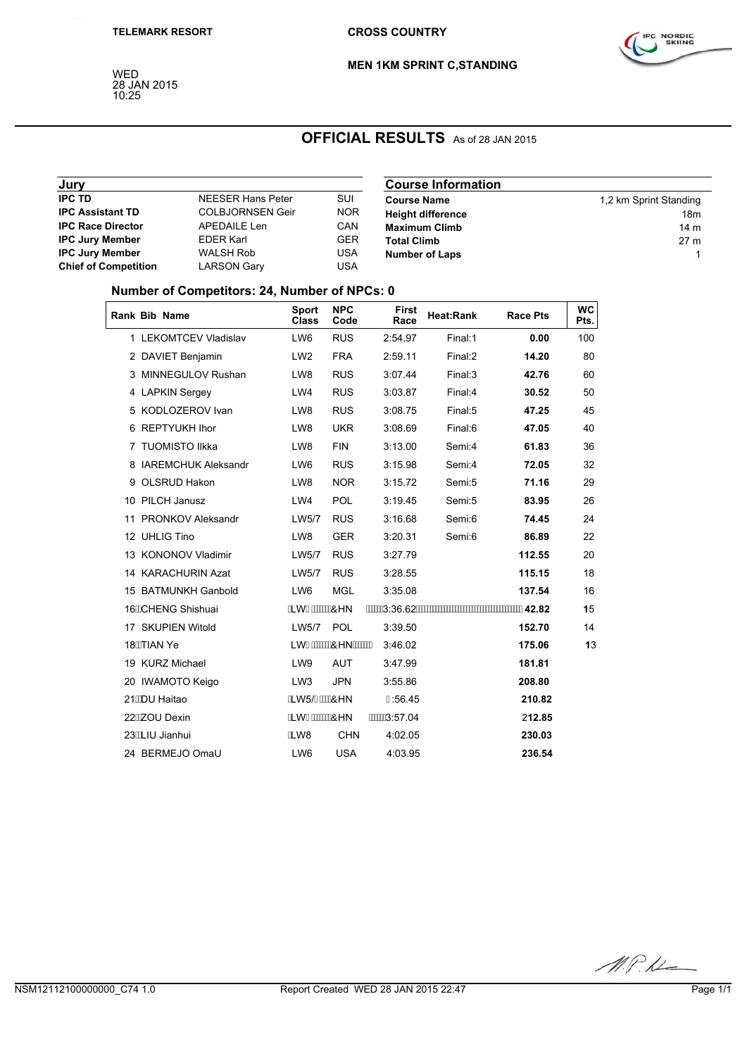TELEMARK RESORT

CROSS COUNTRY

MEN 1KM SPRINT C,STANDING

WED
28 JAN 2015
10:25

# OFFICIAL RESULTS As of 28 JAN 2015

| Jury | | |
|---|---|---|
| **IPC TD** | NEESER Hans Peter | SUI |
| **IPC Assistant TD** | COLBJORNSEN Geir | NOR |
| **IPC Race Director** | APEDAILE Len | CAN |
| **IPC Jury Member** | EDER Karl | GER |
| **IPC Jury Member** | WALSH Rob | USA |
| **Chief of Competition** | LARSON Gary | USA |

| Course Information | |
|---|---|
| **Course Name** | 1,2 km Sprint Standing |
| **Height difference** | 18m |
| **Maximum Climb** | 14 m |
| **Total Climb** | 27 m |
| **Number of Laps** | 1 |

### Number of Competitors: 24, Number of NPCs: 0

| Rank | Bib | Name | Sport Class | NPC Code | First Race | Heat:Rank | Race Pts | WC Pts. |
|---|---|---|---|---|---|---|---|---|
| 1 | | LEKOMTCEV Vladislav | LW6 | RUS | 2:54.97 | Final:1 | **0.00** | 100 |
| 2 | | DAVIET Benjamin | LW2 | FRA | 2:59.11 | Final:2 | **14.20** | 80 |
| 3 | | MINNEGULOV Rushan | LW8 | RUS | 3:07.44 | Final:3 | **42.76** | 60 |
| 4 | | LAPKIN Sergey | LW4 | RUS | 3:03.87 | Final:4 | **30.52** | 50 |
| 5 | | KODLOZEROV Ivan | LW8 | RUS | 3:08.75 | Final:5 | **47.25** | 45 |
| 6 | | REPTYUKH Ihor | LW8 | UKR | 3:08.69 | Final:6 | **47.05** | 40 |
| 7 | | TUOMISTO Ilkka | LW8 | FIN | 3:13.00 | Semi:4 | **61.83** | 36 |
| 8 | | IAREMCHUK Aleksandr | LW6 | RUS | 3:15.98 | Semi:4 | **72.05** | 32 |
| 9 | | OLSRUD Hakon | LW8 | NOR | 3:15.72 | Semi:5 | **71.16** | 29 |
| 10 | | PILCH Janusz | LW4 | POL | 3:19.45 | Semi:5 | **83.95** | 26 |
| 11 | | PRONKOV Aleksandr | LW5/7 | RUS | 3:16.68 | Semi:6 | **74.45** | 24 |
| 12 | | UHLIG Tino | LW8 | GER | 3:20.31 | Semi:6 | **86.89** | 22 |
| 13 | | KONONOV Vladimir | LW5/7 | RUS | 3:27.79 | | **112.55** | 20 |
| 14 | | KARACHURIN Azat | LW5/7 | RUS | 3:28.55 | | **115.15** | 18 |
| 15 | | BATMUNKH Ganbold | LW6 | MGL | 3:35.08 | | **137.54** | 16 |
| 16 | | CHENG Shishuai | LW | CHN | 3:36.62 | | **42.82** | 15 |
| 17 | | SKUPIEN Witold | LW5/7 | POL | 3:39.50 | | **152.70** | 14 |
| 18 | | TIAN Ye | LW | CHN | 3:46.02 | | **175.06** | 13 |
| 19 | | KURZ Michael | LW9 | AUT | 3:47.99 | | **181.81** | |
| 20 | | IWAMOTO Keigo | LW3 | JPN | 3:55.86 | | **208.80** | |
| 21 | | DU Haitao | LW5/ | CHN | :56.45 | | **210.82** | |
| 22 | | ZOU Dexin | LW | CHN | 3:57.04 | | **212.85** | |
| 23 | | LIU Jianhui | LW8 | CHN | 4:02.05 | | **230.03** | |
| 24 | | BERMEJO OmaU | LW6 | USA | 4:03.95 | | **236.54** | |

NSM12112100000000_C74 1.0 Report Created WED 28 JAN 2015 22:47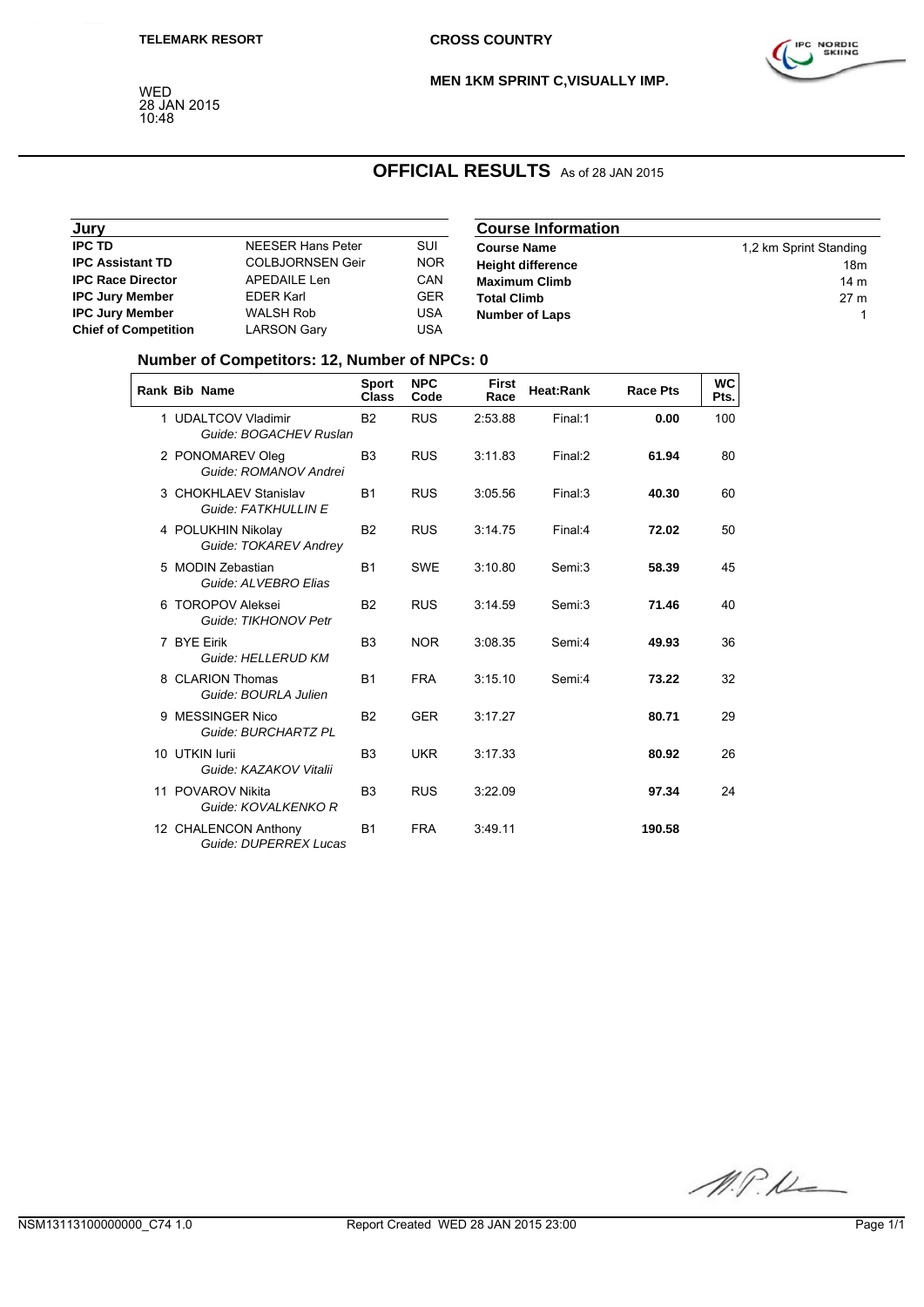TELEMARK RESORT

CROSS COUNTRY

MEN 1KM SPRINT C,VISUALLY IMP.

WED
28 JAN 2015
10:48

# OFFICIAL RESULTS As of 28 JAN 2015

| Jury | | |
|---|---|---|
| **IPC TD** | NEESER Hans Peter | SUI |
| **IPC Assistant TD** | COLBJORNSEN Geir | NOR |
| **IPC Race Director** | APEDAILE Len | CAN |
| **IPC Jury Member** | EDER Karl | GER |
| **IPC Jury Member** | WALSH Rob | USA |
| **Chief of Competition** | LARSON Gary | USA |

| Course Information | |
|---|---|
| **Course Name** | 1,2 km Sprint Standing |
| **Height difference** | 18m |
| **Maximum Climb** | 14 m |
| **Total Climb** | 27 m |
| **Number of Laps** | 1 |

### Number of Competitors: 12, Number of NPCs: 0

| Rank | Bib | Name | Sport Class | NPC Code | First Race | Heat:Rank | Race Pts | WC Pts. |
|---|---|---|---|---|---|---|---|---|
| 1 | | UDALTCOV Vladimir<br>*Guide: BOGACHEV Ruslan* | B2 | RUS | 2:53.88 | Final:1 | **0.00** | 100 |
| 2 | | PONOMAREV Oleg<br>*Guide: ROMANOV Andrei* | B3 | RUS | 3:11.83 | Final:2 | **61.94** | 80 |
| 3 | | CHOKHLAEV Stanislav<br>*Guide: FATKHULLIN E* | B1 | RUS | 3:05.56 | Final:3 | **40.30** | 60 |
| 4 | | POLUKHIN Nikolay<br>*Guide: TOKAREV Andrey* | B2 | RUS | 3:14.75 | Final:4 | **72.02** | 50 |
| 5 | | MODIN Zebastian<br>*Guide: ALVEBRO Elias* | B1 | SWE | 3:10.80 | Semi:3 | **58.39** | 45 |
| 6 | | TOROPOV Aleksei<br>*Guide: TIKHONOV Petr* | B2 | RUS | 3:14.59 | Semi:3 | **71.46** | 40 |
| 7 | | BYE Eirik<br>*Guide: HELLERUD KM* | B3 | NOR | 3:08.35 | Semi:4 | **49.93** | 36 |
| 8 | | CLARION Thomas<br>*Guide: BOURLA Julien* | B1 | FRA | 3:15.10 | Semi:4 | **73.22** | 32 |
| 9 | | MESSINGER Nico<br>*Guide: BURCHARTZ PL* | B2 | GER | 3:17.27 | | **80.71** | 29 |
| 10 | | UTKIN Iurii<br>*Guide: KAZAKOV Vitalii* | B3 | UKR | 3:17.33 | | **80.92** | 26 |
| 11 | | POVAROV Nikita<br>*Guide: KOVALKENKO R* | B3 | RUS | 3:22.09 | | **97.34** | 24 |
| 12 | | CHALENCON Anthony<br>*Guide: DUPERREX Lucas* | B1 | FRA | 3:49.11 | | **190.58** | |

NSM13113100000000_C74 1.0 Report Created WED 28 JAN 2015 23:00